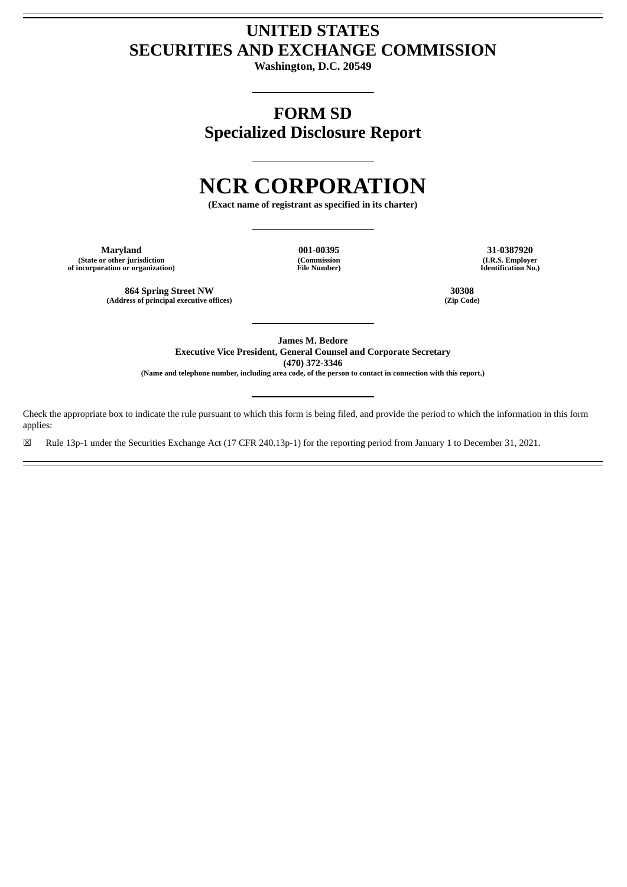# UNITED STATES SECURITIES AND EXCHANGE COMMISSION

**Washington, D.C. 20549**

## FORM SD
## Specialized Disclosure Report

# NCR CORPORATION

**(Exact name of registrant as specified in its charter)**

| **Maryland** | **001-00395** | **31-0387920** |
|---|---|---|
| **(State or other jurisdiction of incorporation or organization)** | **(Commission File Number)** | **(I.R.S. Employer Identification No.)** |

| **864 Spring Street NW** | **30308** |
|---|---|
| **(Address of principal executive offices)** | **(Zip Code)** |

**James M. Bedore**
**Executive Vice President, General Counsel and Corporate Secretary**
**(470) 372-3346**
**(Name and telephone number, including area code, of the person to contact in connection with this report.)**

Check the appropriate box to indicate the rule pursuant to which this form is being filed, and provide the period to which the information in this form applies:

☒ Rule 13p-1 under the Securities Exchange Act (17 CFR 240.13p-1) for the reporting period from January 1 to December 31, 2021.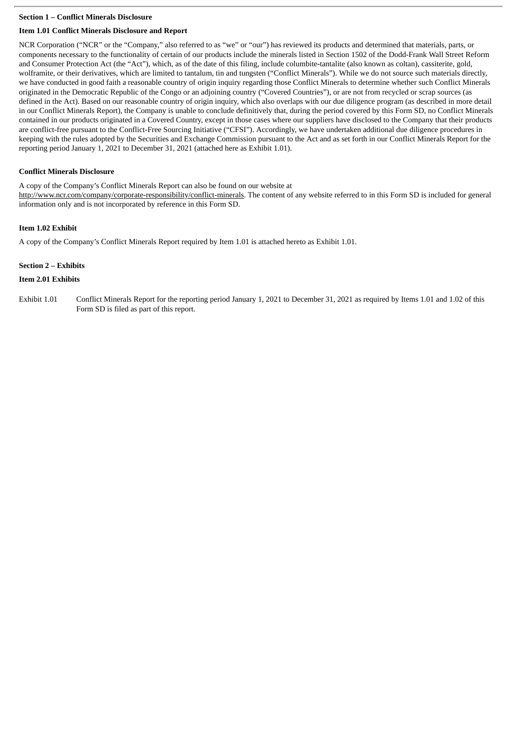**Section 1 – Conflict Minerals Disclosure**

**Item 1.01 Conflict Minerals Disclosure and Report**

NCR Corporation ("NCR" or the "Company," also referred to as "we" or "our") has reviewed its products and determined that materials, parts, or components necessary to the functionality of certain of our products include the minerals listed in Section 1502 of the Dodd-Frank Wall Street Reform and Consumer Protection Act (the "Act"), which, as of the date of this filing, include columbite-tantalite (also known as coltan), cassiterite, gold, wolframite, or their derivatives, which are limited to tantalum, tin and tungsten ("Conflict Minerals"). While we do not source such materials directly, we have conducted in good faith a reasonable country of origin inquiry regarding those Conflict Minerals to determine whether such Conflict Minerals originated in the Democratic Republic of the Congo or an adjoining country ("Covered Countries"), or are not from recycled or scrap sources (as defined in the Act). Based on our reasonable country of origin inquiry, which also overlaps with our due diligence program (as described in more detail in our Conflict Minerals Report), the Company is unable to conclude definitively that, during the period covered by this Form SD, no Conflict Minerals contained in our products originated in a Covered Country, except in those cases where our suppliers have disclosed to the Company that their products are conflict-free pursuant to the Conflict-Free Sourcing Initiative ("CFSI"). Accordingly, we have undertaken additional due diligence procedures in keeping with the rules adopted by the Securities and Exchange Commission pursuant to the Act and as set forth in our Conflict Minerals Report for the reporting period January 1, 2021 to December 31, 2021 (attached here as Exhibit 1.01).

**Conflict Minerals Disclosure**

A copy of the Company's Conflict Minerals Report can also be found on our website at http://www.ncr.com/company/corporate-responsibility/conflict-minerals. The content of any website referred to in this Form SD is included for general information only and is not incorporated by reference in this Form SD.

**Item 1.02 Exhibit**

A copy of the Company's Conflict Minerals Report required by Item 1.01 is attached hereto as Exhibit 1.01.

**Section 2 – Exhibits**

**Item 2.01 Exhibits**

| | |
|---|---|
| Exhibit 1.01 | Conflict Minerals Report for the reporting period January 1, 2021 to December 31, 2021 as required by Items 1.01 and 1.02 of this Form SD is filed as part of this report. |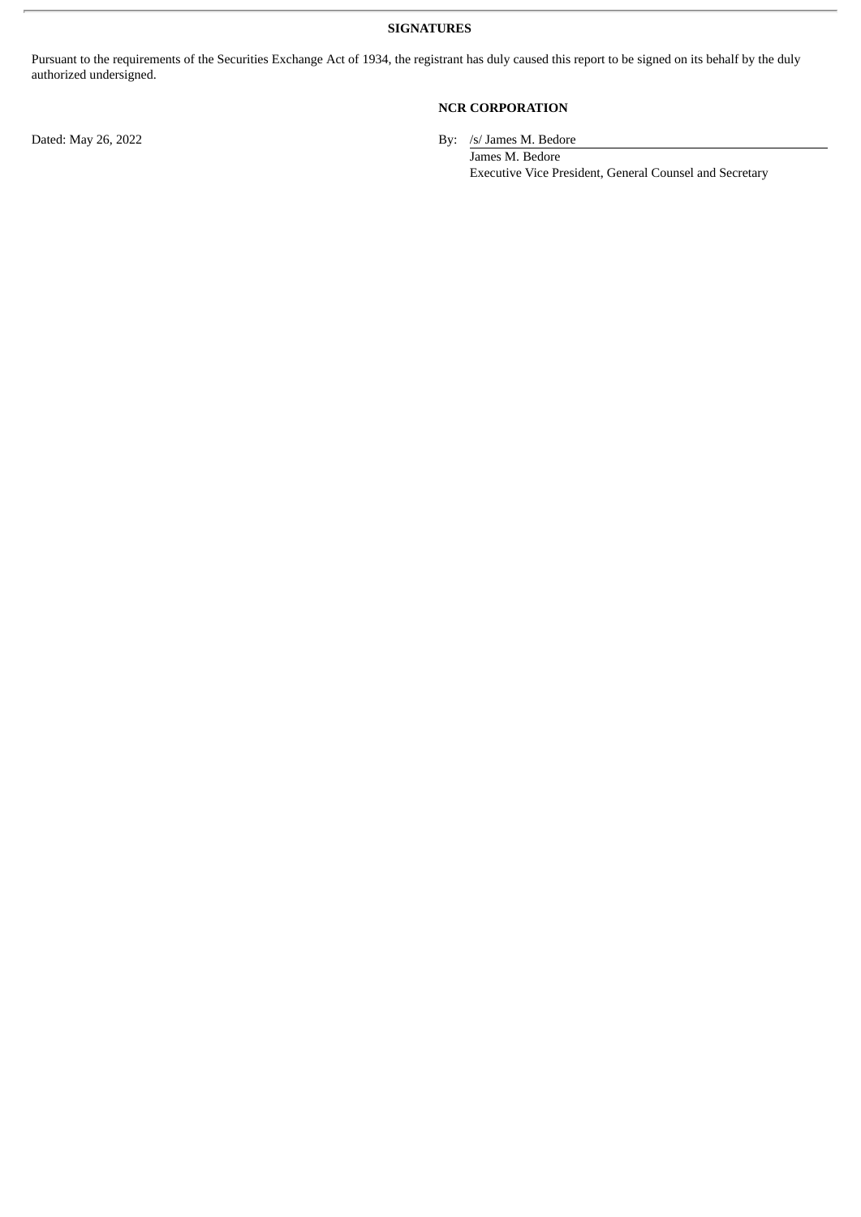**SIGNATURES**

Pursuant to the requirements of the Securities Exchange Act of 1934, the registrant has duly caused this report to be signed on its behalf by the duly authorized undersigned.

**NCR CORPORATION**

Dated: May 26, 2022

By: /s/ James M. Bedore

James M. Bedore

Executive Vice President, General Counsel and Secretary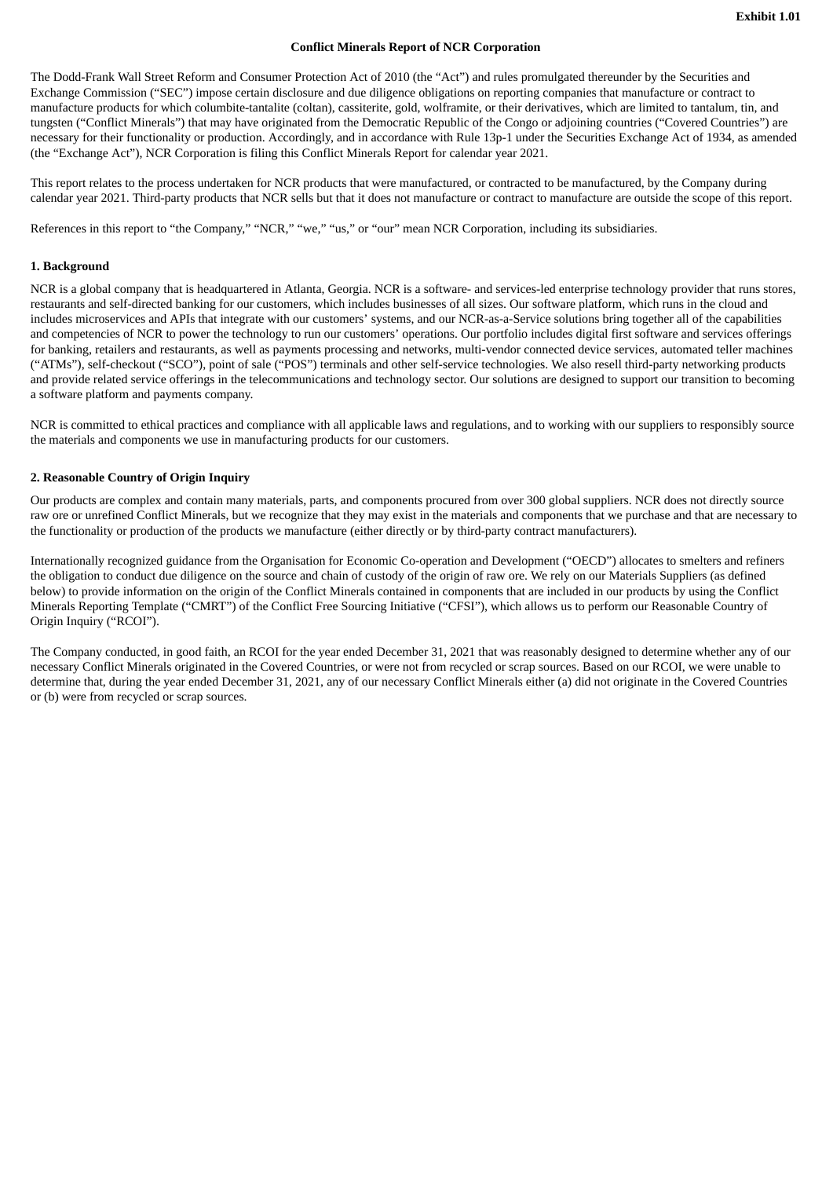**Exhibit 1.01**

**Conflict Minerals Report of NCR Corporation**

The Dodd-Frank Wall Street Reform and Consumer Protection Act of 2010 (the "Act") and rules promulgated thereunder by the Securities and Exchange Commission ("SEC") impose certain disclosure and due diligence obligations on reporting companies that manufacture or contract to manufacture products for which columbite-tantalite (coltan), cassiterite, gold, wolframite, or their derivatives, which are limited to tantalum, tin, and tungsten ("Conflict Minerals") that may have originated from the Democratic Republic of the Congo or adjoining countries ("Covered Countries") are necessary for their functionality or production. Accordingly, and in accordance with Rule 13p-1 under the Securities Exchange Act of 1934, as amended (the "Exchange Act"), NCR Corporation is filing this Conflict Minerals Report for calendar year 2021.

This report relates to the process undertaken for NCR products that were manufactured, or contracted to be manufactured, by the Company during calendar year 2021. Third-party products that NCR sells but that it does not manufacture or contract to manufacture are outside the scope of this report.

References in this report to "the Company," "NCR," "we," "us," or "our" mean NCR Corporation, including its subsidiaries.

## 1. Background

NCR is a global company that is headquartered in Atlanta, Georgia. NCR is a software- and services-led enterprise technology provider that runs stores, restaurants and self-directed banking for our customers, which includes businesses of all sizes. Our software platform, which runs in the cloud and includes microservices and APIs that integrate with our customers' systems, and our NCR-as-a-Service solutions bring together all of the capabilities and competencies of NCR to power the technology to run our customers' operations. Our portfolio includes digital first software and services offerings for banking, retailers and restaurants, as well as payments processing and networks, multi-vendor connected device services, automated teller machines ("ATMs"), self-checkout ("SCO"), point of sale ("POS") terminals and other self-service technologies. We also resell third-party networking products and provide related service offerings in the telecommunications and technology sector. Our solutions are designed to support our transition to becoming a software platform and payments company.

NCR is committed to ethical practices and compliance with all applicable laws and regulations, and to working with our suppliers to responsibly source the materials and components we use in manufacturing products for our customers.

## 2. Reasonable Country of Origin Inquiry

Our products are complex and contain many materials, parts, and components procured from over 300 global suppliers. NCR does not directly source raw ore or unrefined Conflict Minerals, but we recognize that they may exist in the materials and components that we purchase and that are necessary to the functionality or production of the products we manufacture (either directly or by third-party contract manufacturers).

Internationally recognized guidance from the Organisation for Economic Co-operation and Development ("OECD") allocates to smelters and refiners the obligation to conduct due diligence on the source and chain of custody of the origin of raw ore. We rely on our Materials Suppliers (as defined below) to provide information on the origin of the Conflict Minerals contained in components that are included in our products by using the Conflict Minerals Reporting Template ("CMRT") of the Conflict Free Sourcing Initiative ("CFSI"), which allows us to perform our Reasonable Country of Origin Inquiry ("RCOI").

The Company conducted, in good faith, an RCOI for the year ended December 31, 2021 that was reasonably designed to determine whether any of our necessary Conflict Minerals originated in the Covered Countries, or were not from recycled or scrap sources. Based on our RCOI, we were unable to determine that, during the year ended December 31, 2021, any of our necessary Conflict Minerals either (a) did not originate in the Covered Countries or (b) were from recycled or scrap sources.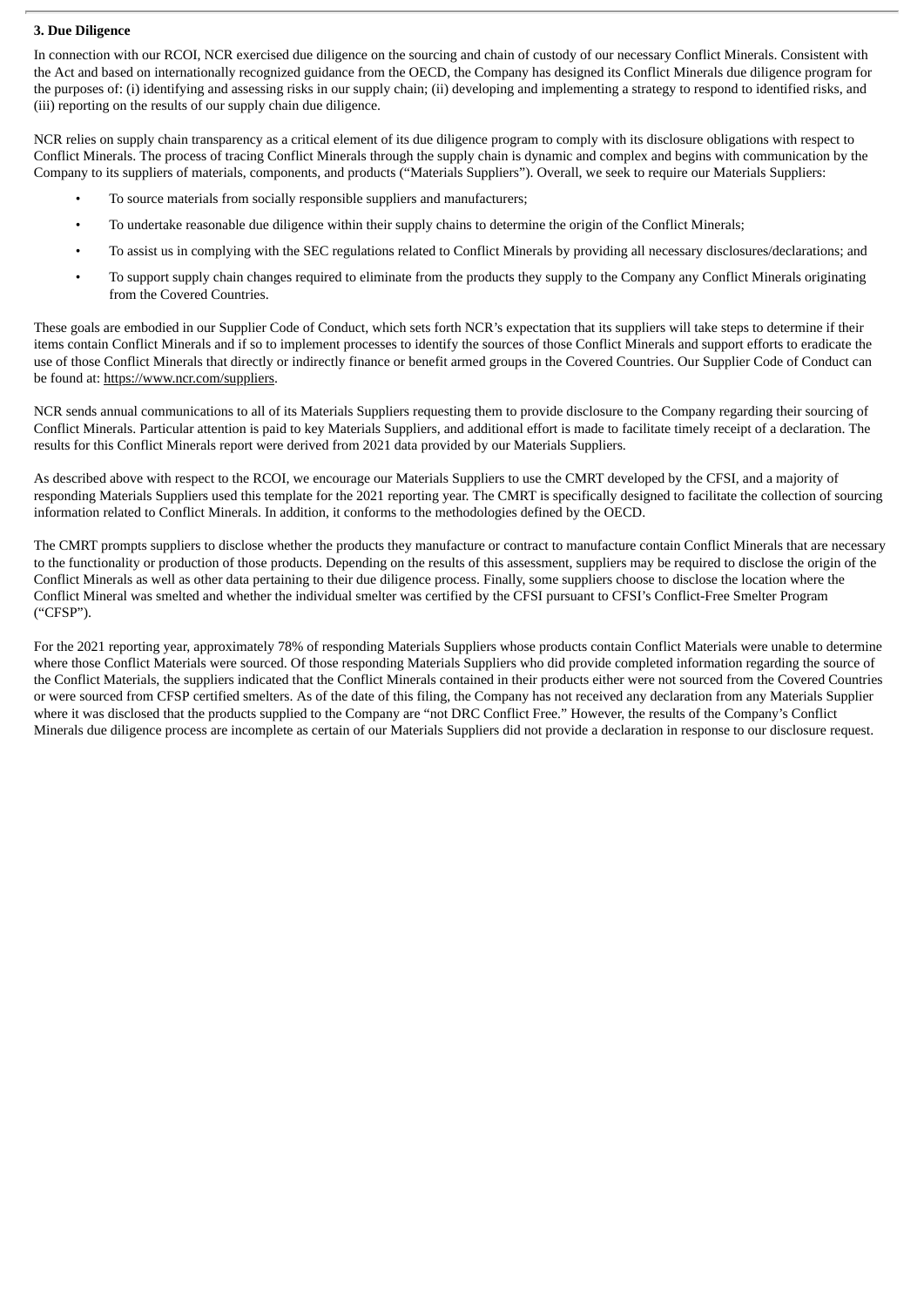**3. Due Diligence**

In connection with our RCOI, NCR exercised due diligence on the sourcing and chain of custody of our necessary Conflict Minerals. Consistent with the Act and based on internationally recognized guidance from the OECD, the Company has designed its Conflict Minerals due diligence program for the purposes of: (i) identifying and assessing risks in our supply chain; (ii) developing and implementing a strategy to respond to identified risks, and (iii) reporting on the results of our supply chain due diligence.

NCR relies on supply chain transparency as a critical element of its due diligence program to comply with its disclosure obligations with respect to Conflict Minerals. The process of tracing Conflict Minerals through the supply chain is dynamic and complex and begins with communication by the Company to its suppliers of materials, components, and products ("Materials Suppliers"). Overall, we seek to require our Materials Suppliers:

- To source materials from socially responsible suppliers and manufacturers;
- To undertake reasonable due diligence within their supply chains to determine the origin of the Conflict Minerals;
- To assist us in complying with the SEC regulations related to Conflict Minerals by providing all necessary disclosures/declarations; and
- To support supply chain changes required to eliminate from the products they supply to the Company any Conflict Minerals originating from the Covered Countries.

These goals are embodied in our Supplier Code of Conduct, which sets forth NCR's expectation that its suppliers will take steps to determine if their items contain Conflict Minerals and if so to implement processes to identify the sources of those Conflict Minerals and support efforts to eradicate the use of those Conflict Minerals that directly or indirectly finance or benefit armed groups in the Covered Countries. Our Supplier Code of Conduct can be found at: https://www.ncr.com/suppliers.

NCR sends annual communications to all of its Materials Suppliers requesting them to provide disclosure to the Company regarding their sourcing of Conflict Minerals. Particular attention is paid to key Materials Suppliers, and additional effort is made to facilitate timely receipt of a declaration. The results for this Conflict Minerals report were derived from 2021 data provided by our Materials Suppliers.

As described above with respect to the RCOI, we encourage our Materials Suppliers to use the CMRT developed by the CFSI, and a majority of responding Materials Suppliers used this template for the 2021 reporting year. The CMRT is specifically designed to facilitate the collection of sourcing information related to Conflict Minerals. In addition, it conforms to the methodologies defined by the OECD.

The CMRT prompts suppliers to disclose whether the products they manufacture or contract to manufacture contain Conflict Minerals that are necessary to the functionality or production of those products. Depending on the results of this assessment, suppliers may be required to disclose the origin of the Conflict Minerals as well as other data pertaining to their due diligence process. Finally, some suppliers choose to disclose the location where the Conflict Mineral was smelted and whether the individual smelter was certified by the CFSI pursuant to CFSI's Conflict-Free Smelter Program ("CFSP").

For the 2021 reporting year, approximately 78% of responding Materials Suppliers whose products contain Conflict Materials were unable to determine where those Conflict Materials were sourced. Of those responding Materials Suppliers who did provide completed information regarding the source of the Conflict Materials, the suppliers indicated that the Conflict Minerals contained in their products either were not sourced from the Covered Countries or were sourced from CFSP certified smelters. As of the date of this filing, the Company has not received any declaration from any Materials Supplier where it was disclosed that the products supplied to the Company are "not DRC Conflict Free." However, the results of the Company's Conflict Minerals due diligence process are incomplete as certain of our Materials Suppliers did not provide a declaration in response to our disclosure request.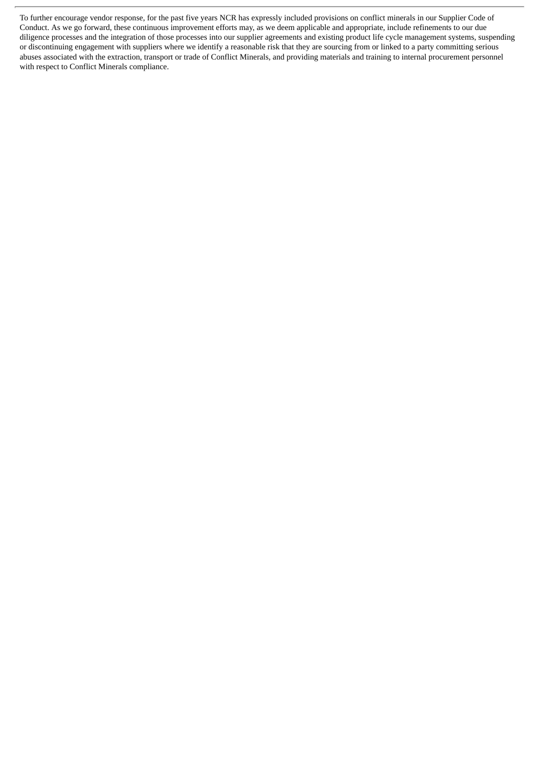To further encourage vendor response, for the past five years NCR has expressly included provisions on conflict minerals in our Supplier Code of Conduct. As we go forward, these continuous improvement efforts may, as we deem applicable and appropriate, include refinements to our due diligence processes and the integration of those processes into our supplier agreements and existing product life cycle management systems, suspending or discontinuing engagement with suppliers where we identify a reasonable risk that they are sourcing from or linked to a party committing serious abuses associated with the extraction, transport or trade of Conflict Minerals, and providing materials and training to internal procurement personnel with respect to Conflict Minerals compliance.